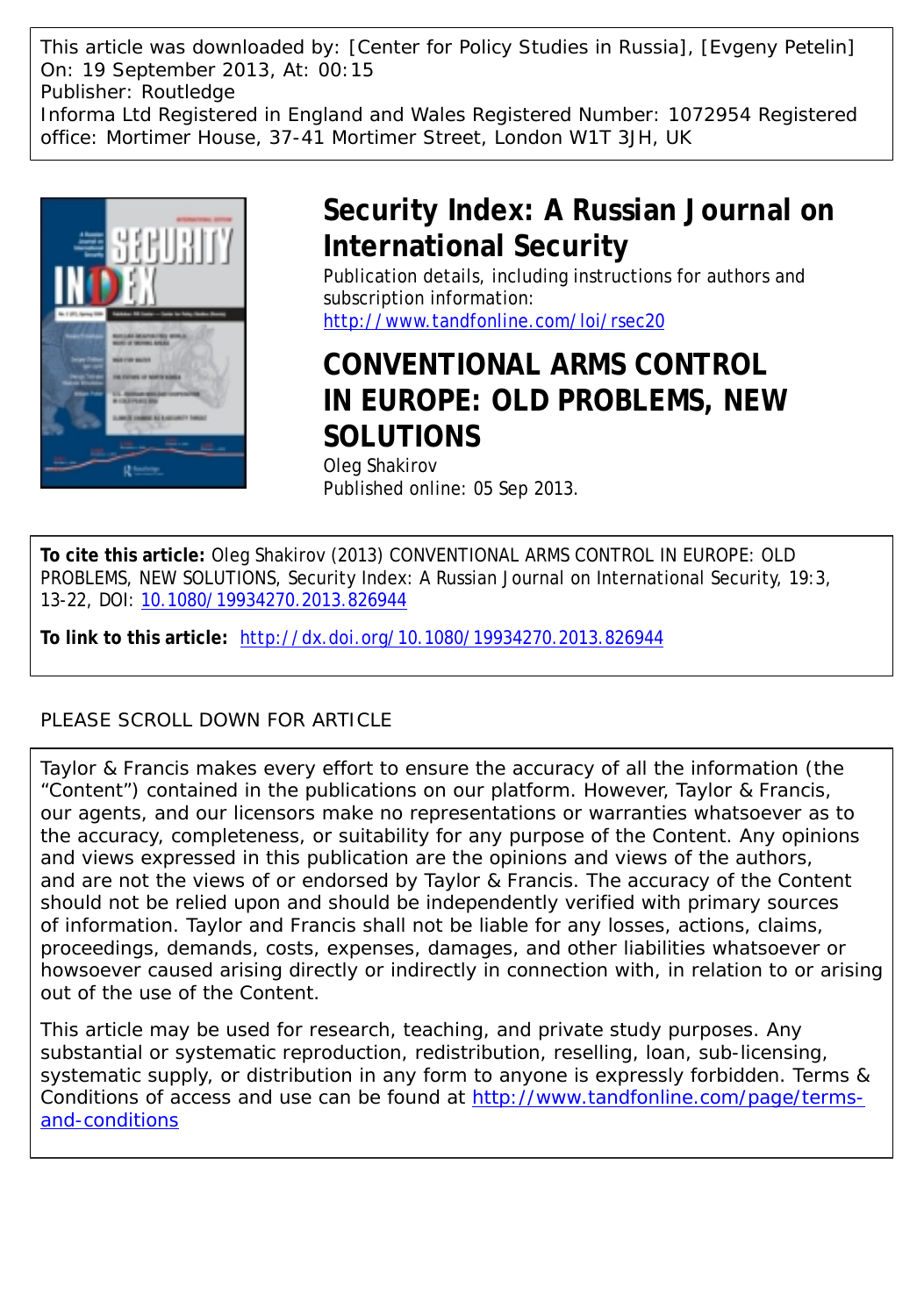This article was downloaded by: [Center for Policy Studies in Russia], [Evgeny Petelin]
On: 19 September 2013, At: 00:15
Publisher: Routledge
Informa Ltd Registered in England and Wales Registered Number: 1072954 Registered office: Mortimer House, 37-41 Mortimer Street, London W1T 3JH, UK

# Security Index: A Russian Journal on International Security

Publication details, including instructions for authors and subscription information:
http://www.tandfonline.com/loi/rsec20

# CONVENTIONAL ARMS CONTROL IN EUROPE: OLD PROBLEMS, NEW SOLUTIONS

Oleg Shakirov
Published online: 05 Sep 2013.

**To cite this article:** Oleg Shakirov (2013) CONVENTIONAL ARMS CONTROL IN EUROPE: OLD PROBLEMS, NEW SOLUTIONS, Security Index: A Russian Journal on International Security, 19:3, 13-22, DOI: 10.1080/19934270.2013.826944

**To link to this article:** http://dx.doi.org/10.1080/19934270.2013.826944

PLEASE SCROLL DOWN FOR ARTICLE

Taylor & Francis makes every effort to ensure the accuracy of all the information (the "Content") contained in the publications on our platform. However, Taylor & Francis, our agents, and our licensors make no representations or warranties whatsoever as to the accuracy, completeness, or suitability for any purpose of the Content. Any opinions and views expressed in this publication are the opinions and views of the authors, and are not the views of or endorsed by Taylor & Francis. The accuracy of the Content should not be relied upon and should be independently verified with primary sources of information. Taylor and Francis shall not be liable for any losses, actions, claims, proceedings, demands, costs, expenses, damages, and other liabilities whatsoever or howsoever caused arising directly or indirectly in connection with, in relation to or arising out of the use of the Content.

This article may be used for research, teaching, and private study purposes. Any substantial or systematic reproduction, redistribution, reselling, loan, sub-licensing, systematic supply, or distribution in any form to anyone is expressly forbidden. Terms & Conditions of access and use can be found at http://www.tandfonline.com/page/terms-and-conditions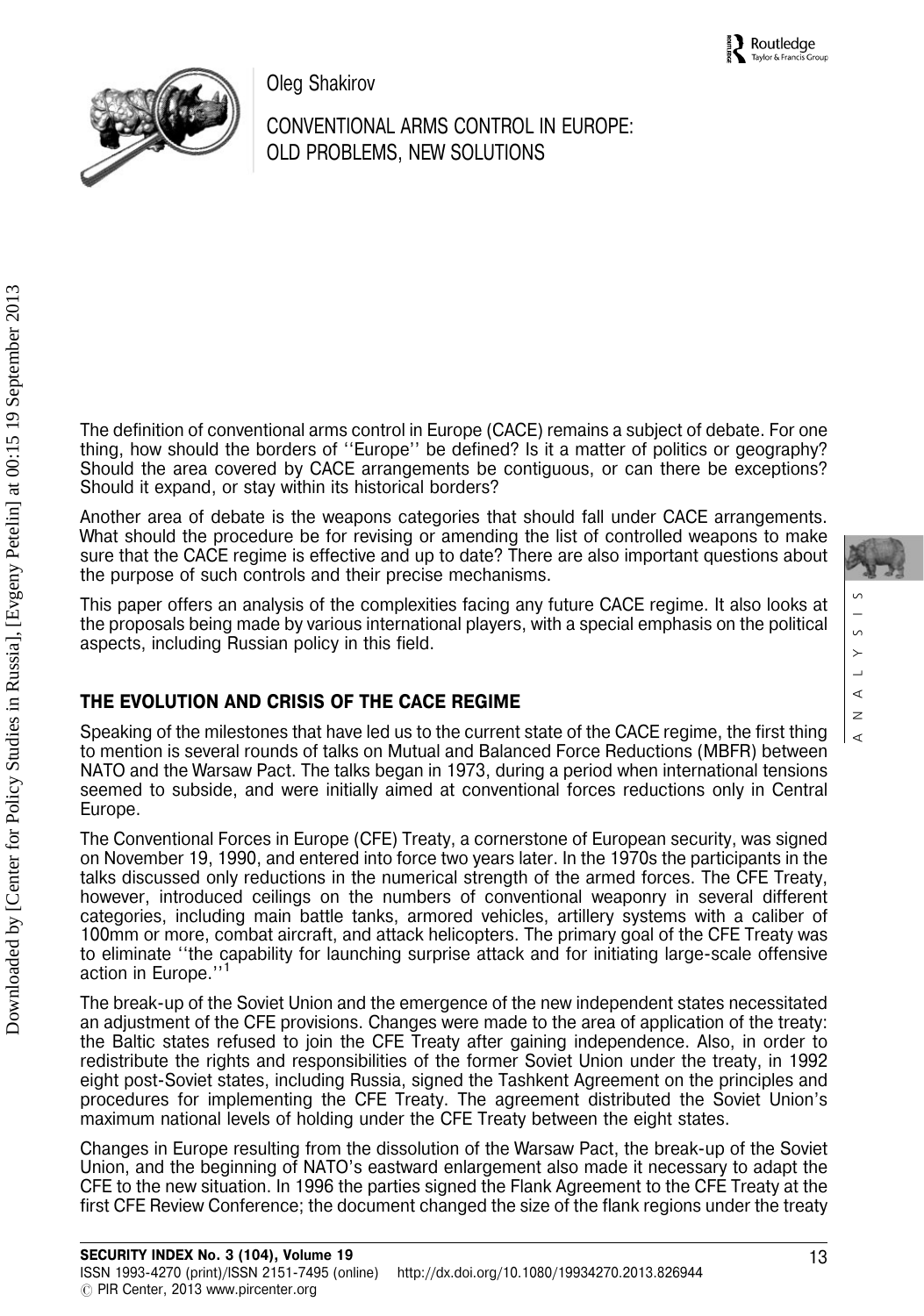Oleg Shakirov

# CONVENTIONAL ARMS CONTROL IN EUROPE: OLD PROBLEMS, NEW SOLUTIONS

The definition of conventional arms control in Europe (CACE) remains a subject of debate. For one thing, how should the borders of ''Europe'' be defined? Is it a matter of politics or geography? Should the area covered by CACE arrangements be contiguous, or can there be exceptions? Should it expand, or stay within its historical borders?

Another area of debate is the weapons categories that should fall under CACE arrangements. What should the procedure be for revising or amending the list of controlled weapons to make sure that the CACE regime is effective and up to date? There are also important questions about the purpose of such controls and their precise mechanisms.

This paper offers an analysis of the complexities facing any future CACE regime. It also looks at the proposals being made by various international players, with a special emphasis on the political aspects, including Russian policy in this field.

## THE EVOLUTION AND CRISIS OF THE CACE REGIME

Speaking of the milestones that have led us to the current state of the CACE regime, the first thing to mention is several rounds of talks on Mutual and Balanced Force Reductions (MBFR) between NATO and the Warsaw Pact. The talks began in 1973, during a period when international tensions seemed to subside, and were initially aimed at conventional forces reductions only in Central Europe.

The Conventional Forces in Europe (CFE) Treaty, a cornerstone of European security, was signed on November 19, 1990, and entered into force two years later. In the 1970s the participants in the talks discussed only reductions in the numerical strength of the armed forces. The CFE Treaty, however, introduced ceilings on the numbers of conventional weaponry in several different categories, including main battle tanks, armored vehicles, artillery systems with a caliber of 100mm or more, combat aircraft, and attack helicopters. The primary goal of the CFE Treaty was to eliminate ''the capability for launching surprise attack and for initiating large-scale offensive action in Europe.''[1]

The break-up of the Soviet Union and the emergence of the new independent states necessitated an adjustment of the CFE provisions. Changes were made to the area of application of the treaty: the Baltic states refused to join the CFE Treaty after gaining independence. Also, in order to redistribute the rights and responsibilities of the former Soviet Union under the treaty, in 1992 eight post-Soviet states, including Russia, signed the Tashkent Agreement on the principles and procedures for implementing the CFE Treaty. The agreement distributed the Soviet Union's maximum national levels of holding under the CFE Treaty between the eight states.

Changes in Europe resulting from the dissolution of the Warsaw Pact, the break-up of the Soviet Union, and the beginning of NATO's eastward enlargement also made it necessary to adapt the CFE to the new situation. In 1996 the parties signed the Flank Agreement to the CFE Treaty at the first CFE Review Conference; the document changed the size of the flank regions under the treaty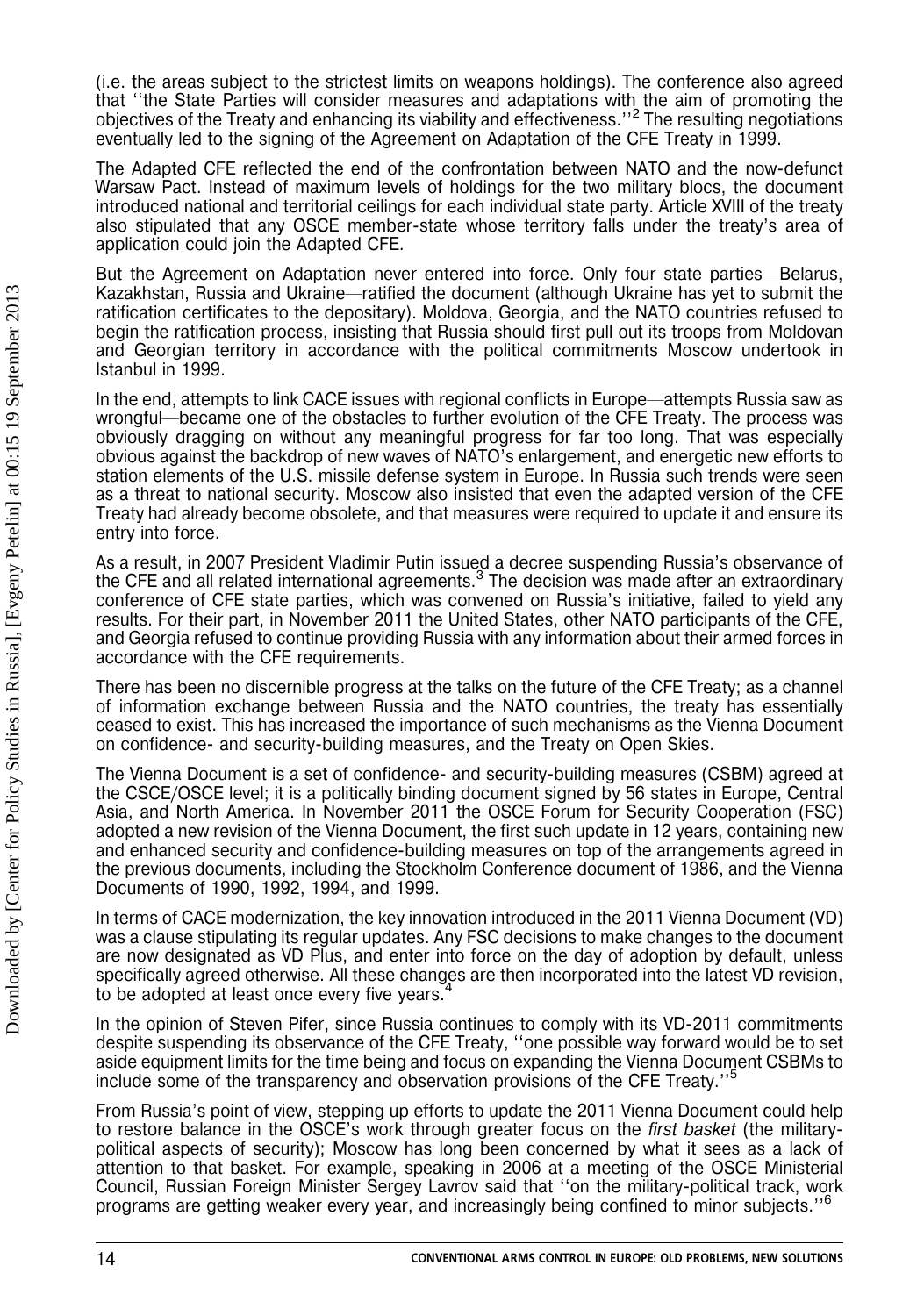(i.e. the areas subject to the strictest limits on weapons holdings). The conference also agreed that ''the State Parties will consider measures and adaptations with the aim of promoting the objectives of the Treaty and enhancing its viability and effectiveness.''[2] The resulting negotiations eventually led to the signing of the Agreement on Adaptation of the CFE Treaty in 1999.

The Adapted CFE reflected the end of the confrontation between NATO and the now-defunct Warsaw Pact. Instead of maximum levels of holdings for the two military blocs, the document introduced national and territorial ceilings for each individual state party. Article XVIII of the treaty also stipulated that any OSCE member-state whose territory falls under the treaty's area of application could join the Adapted CFE.

But the Agreement on Adaptation never entered into force. Only four state parties—Belarus, Kazakhstan, Russia and Ukraine—ratified the document (although Ukraine has yet to submit the ratification certificates to the depositary). Moldova, Georgia, and the NATO countries refused to begin the ratification process, insisting that Russia should first pull out its troops from Moldovan and Georgian territory in accordance with the political commitments Moscow undertook in Istanbul in 1999.

In the end, attempts to link CACE issues with regional conflicts in Europe—attempts Russia saw as wrongful—became one of the obstacles to further evolution of the CFE Treaty. The process was obviously dragging on without any meaningful progress for far too long. That was especially obvious against the backdrop of new waves of NATO's enlargement, and energetic new efforts to station elements of the U.S. missile defense system in Europe. In Russia such trends were seen as a threat to national security. Moscow also insisted that even the adapted version of the CFE Treaty had already become obsolete, and that measures were required to update it and ensure its entry into force.

As a result, in 2007 President Vladimir Putin issued a decree suspending Russia's observance of the CFE and all related international agreements.[3] The decision was made after an extraordinary conference of CFE state parties, which was convened on Russia's initiative, failed to yield any results. For their part, in November 2011 the United States, other NATO participants of the CFE, and Georgia refused to continue providing Russia with any information about their armed forces in accordance with the CFE requirements.

There has been no discernible progress at the talks on the future of the CFE Treaty; as a channel of information exchange between Russia and the NATO countries, the treaty has essentially ceased to exist. This has increased the importance of such mechanisms as the Vienna Document on confidence- and security-building measures, and the Treaty on Open Skies.

The Vienna Document is a set of confidence- and security-building measures (CSBM) agreed at the CSCE/OSCE level; it is a politically binding document signed by 56 states in Europe, Central Asia, and North America. In November 2011 the OSCE Forum for Security Cooperation (FSC) adopted a new revision of the Vienna Document, the first such update in 12 years, containing new and enhanced security and confidence-building measures on top of the arrangements agreed in the previous documents, including the Stockholm Conference document of 1986, and the Vienna Documents of 1990, 1992, 1994, and 1999.

In terms of CACE modernization, the key innovation introduced in the 2011 Vienna Document (VD) was a clause stipulating its regular updates. Any FSC decisions to make changes to the document are now designated as VD Plus, and enter into force on the day of adoption by default, unless specifically agreed otherwise. All these changes are then incorporated into the latest VD revision, to be adopted at least once every five years.[4]

In the opinion of Steven Pifer, since Russia continues to comply with its VD-2011 commitments despite suspending its observance of the CFE Treaty, ''one possible way forward would be to set aside equipment limits for the time being and focus on expanding the Vienna Document CSBMs to include some of the transparency and observation provisions of the CFE Treaty.''[5]

From Russia's point of view, stepping up efforts to update the 2011 Vienna Document could help to restore balance in the OSCE's work through greater focus on the *first basket* (the military-political aspects of security); Moscow has long been concerned by what it sees as a lack of attention to that basket. For example, speaking in 2006 at a meeting of the OSCE Ministerial Council, Russian Foreign Minister Sergey Lavrov said that ''on the military-political track, work programs are getting weaker every year, and increasingly being confined to minor subjects.''[6]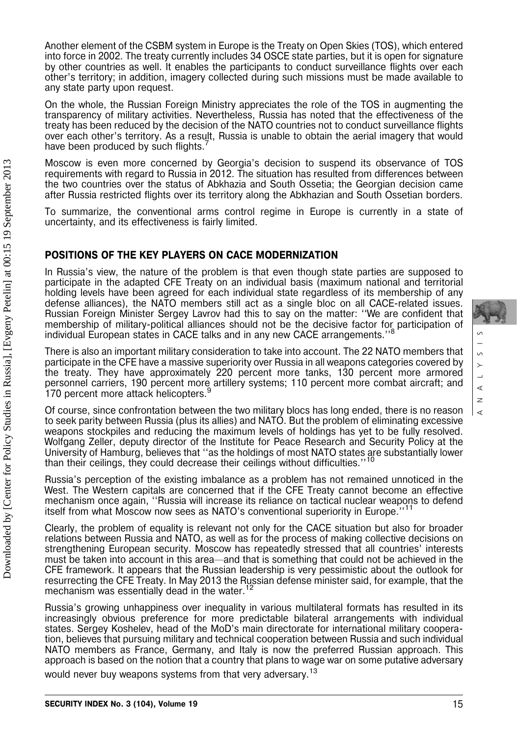Another element of the CSBM system in Europe is the Treaty on Open Skies (TOS), which entered into force in 2002. The treaty currently includes 34 OSCE state parties, but it is open for signature by other countries as well. It enables the participants to conduct surveillance flights over each other's territory; in addition, imagery collected during such missions must be made available to any state party upon request.

On the whole, the Russian Foreign Ministry appreciates the role of the TOS in augmenting the transparency of military activities. Nevertheless, Russia has noted that the effectiveness of the treaty has been reduced by the decision of the NATO countries not to conduct surveillance flights over each other's territory. As a result, Russia is unable to obtain the aerial imagery that would have been produced by such flights.[7]

Moscow is even more concerned by Georgia's decision to suspend its observance of TOS requirements with regard to Russia in 2012. The situation has resulted from differences between the two countries over the status of Abkhazia and South Ossetia; the Georgian decision came after Russia restricted flights over its territory along the Abkhazian and South Ossetian borders.

To summarize, the conventional arms control regime in Europe is currently in a state of uncertainty, and its effectiveness is fairly limited.

## POSITIONS OF THE KEY PLAYERS ON CACE MODERNIZATION

In Russia's view, the nature of the problem is that even though state parties are supposed to participate in the adapted CFE Treaty on an individual basis (maximum national and territorial holding levels have been agreed for each individual state regardless of its membership of any defense alliances), the NATO members still act as a single bloc on all CACE-related issues. Russian Foreign Minister Sergey Lavrov had this to say on the matter: ''We are confident that membership of military-political alliances should not be the decisive factor for participation of individual European states in CACE talks and in any new CACE arrangements.''[8]

There is also an important military consideration to take into account. The 22 NATO members that participate in the CFE have a massive superiority over Russia in all weapons categories covered by the treaty. They have approximately 220 percent more tanks, 130 percent more armored personnel carriers, 190 percent more artillery systems; 110 percent more combat aircraft; and 170 percent more attack helicopters.[9]

Of course, since confrontation between the two military blocs has long ended, there is no reason to seek parity between Russia (plus its allies) and NATO. But the problem of eliminating excessive weapons stockpiles and reducing the maximum levels of holdings has yet to be fully resolved. Wolfgang Zeller, deputy director of the Institute for Peace Research and Security Policy at the University of Hamburg, believes that ''as the holdings of most NATO states are substantially lower than their ceilings, they could decrease their ceilings without difficulties.''[10]

Russia's perception of the existing imbalance as a problem has not remained unnoticed in the West. The Western capitals are concerned that if the CFE Treaty cannot become an effective mechanism once again, ''Russia will increase its reliance on tactical nuclear weapons to defend itself from what Moscow now sees as NATO's conventional superiority in Europe.''[11]

Clearly, the problem of equality is relevant not only for the CACE situation but also for broader relations between Russia and NATO, as well as for the process of making collective decisions on strengthening European security. Moscow has repeatedly stressed that all countries' interests must be taken into account in this area—and that is something that could not be achieved in the CFE framework. It appears that the Russian leadership is very pessimistic about the outlook for resurrecting the CFE Treaty. In May 2013 the Russian defense minister said, for example, that the mechanism was essentially dead in the water.[12]

Russia's growing unhappiness over inequality in various multilateral formats has resulted in its increasingly obvious preference for more predictable bilateral arrangements with individual states. Sergey Koshelev, head of the MoD's main directorate for international military cooperation, believes that pursuing military and technical cooperation between Russia and such individual NATO members as France, Germany, and Italy is now the preferred Russian approach. This approach is based on the notion that a country that plans to wage war on some putative adversary would never buy weapons systems from that very adversary.[13]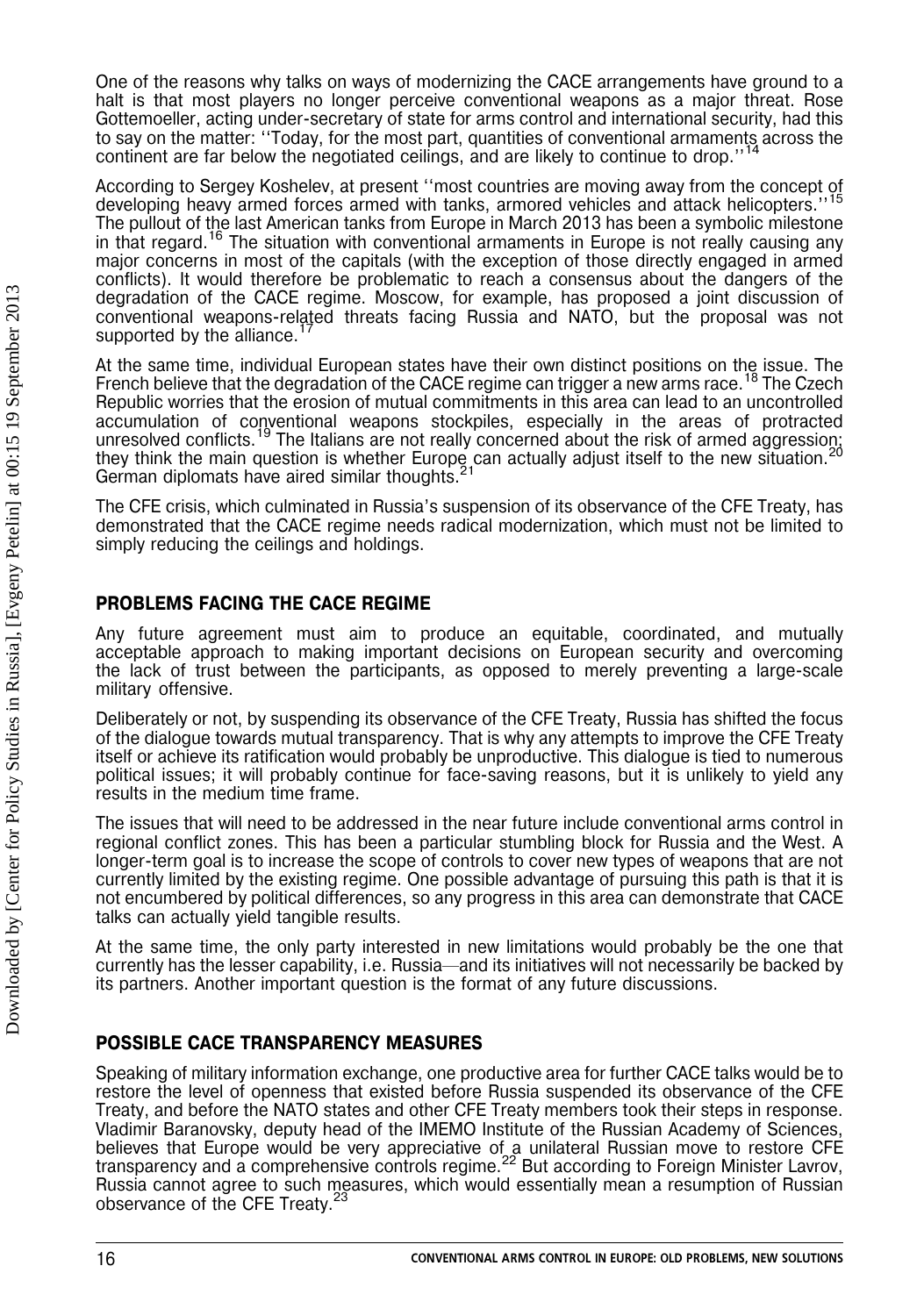One of the reasons why talks on ways of modernizing the CACE arrangements have ground to a halt is that most players no longer perceive conventional weapons as a major threat. Rose Gottemoeller, acting under-secretary of state for arms control and international security, had this to say on the matter: ''Today, for the most part, quantities of conventional armaments across the continent are far below the negotiated ceilings, and are likely to continue to drop.''[14]

According to Sergey Koshelev, at present ''most countries are moving away from the concept of developing heavy armed forces armed with tanks, armored vehicles and attack helicopters.''[15] The pullout of the last American tanks from Europe in March 2013 has been a symbolic milestone in that regard.[16] The situation with conventional armaments in Europe is not really causing any major concerns in most of the capitals (with the exception of those directly engaged in armed conflicts). It would therefore be problematic to reach a consensus about the dangers of the degradation of the CACE regime. Moscow, for example, has proposed a joint discussion of conventional weapons-related threats facing Russia and NATO, but the proposal was not supported by the alliance.[17]

At the same time, individual European states have their own distinct positions on the issue. The French believe that the degradation of the CACE regime can trigger a new arms race.[18] The Czech Republic worries that the erosion of mutual commitments in this area can lead to an uncontrolled accumulation of conventional weapons stockpiles, especially in the areas of protracted unresolved conflicts.[19] The Italians are not really concerned about the risk of armed aggression; they think the main question is whether Europe can actually adjust itself to the new situation.[20] German diplomats have aired similar thoughts.[21]

The CFE crisis, which culminated in Russia's suspension of its observance of the CFE Treaty, has demonstrated that the CACE regime needs radical modernization, which must not be limited to simply reducing the ceilings and holdings.

## PROBLEMS FACING THE CACE REGIME

Any future agreement must aim to produce an equitable, coordinated, and mutually acceptable approach to making important decisions on European security and overcoming the lack of trust between the participants, as opposed to merely preventing a large-scale military offensive.

Deliberately or not, by suspending its observance of the CFE Treaty, Russia has shifted the focus of the dialogue towards mutual transparency. That is why any attempts to improve the CFE Treaty itself or achieve its ratification would probably be unproductive. This dialogue is tied to numerous political issues; it will probably continue for face-saving reasons, but it is unlikely to yield any results in the medium time frame.

The issues that will need to be addressed in the near future include conventional arms control in regional conflict zones. This has been a particular stumbling block for Russia and the West. A longer-term goal is to increase the scope of controls to cover new types of weapons that are not currently limited by the existing regime. One possible advantage of pursuing this path is that it is not encumbered by political differences, so any progress in this area can demonstrate that CACE talks can actually yield tangible results.

At the same time, the only party interested in new limitations would probably be the one that currently has the lesser capability, i.e. Russia—and its initiatives will not necessarily be backed by its partners. Another important question is the format of any future discussions.

## POSSIBLE CACE TRANSPARENCY MEASURES

Speaking of military information exchange, one productive area for further CACE talks would be to restore the level of openness that existed before Russia suspended its observance of the CFE Treaty, and before the NATO states and other CFE Treaty members took their steps in response. Vladimir Baranovsky, deputy head of the IMEMO Institute of the Russian Academy of Sciences, believes that Europe would be very appreciative of a unilateral Russian move to restore CFE transparency and a comprehensive controls regime.[22] But according to Foreign Minister Lavrov, Russia cannot agree to such measures, which would essentially mean a resumption of Russian observance of the CFE Treaty.[23]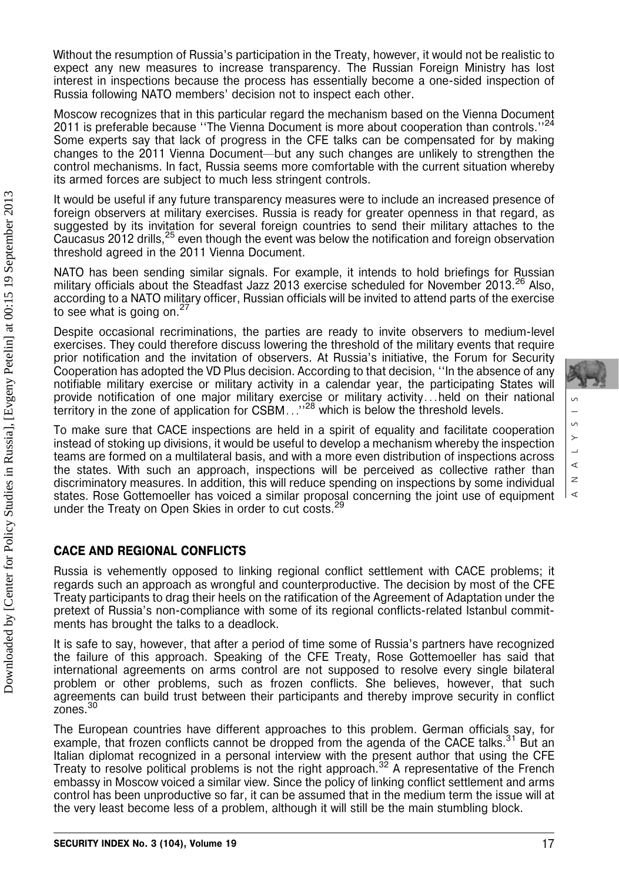Without the resumption of Russia's participation in the Treaty, however, it would not be realistic to expect any new measures to increase transparency. The Russian Foreign Ministry has lost interest in inspections because the process has essentially become a one-sided inspection of Russia following NATO members' decision not to inspect each other.

Moscow recognizes that in this particular regard the mechanism based on the Vienna Document 2011 is preferable because ''The Vienna Document is more about cooperation than controls.''[24] Some experts say that lack of progress in the CFE talks can be compensated for by making changes to the 2011 Vienna Document—but any such changes are unlikely to strengthen the control mechanisms. In fact, Russia seems more comfortable with the current situation whereby its armed forces are subject to much less stringent controls.

It would be useful if any future transparency measures were to include an increased presence of foreign observers at military exercises. Russia is ready for greater openness in that regard, as suggested by its invitation for several foreign countries to send their military attaches to the Caucasus 2012 drills,[25] even though the event was below the notification and foreign observation threshold agreed in the 2011 Vienna Document.

NATO has been sending similar signals. For example, it intends to hold briefings for Russian military officials about the Steadfast Jazz 2013 exercise scheduled for November 2013.[26] Also, according to a NATO military officer, Russian officials will be invited to attend parts of the exercise to see what is going on.[27]

Despite occasional recriminations, the parties are ready to invite observers to medium-level exercises. They could therefore discuss lowering the threshold of the military events that require prior notification and the invitation of observers. At Russia's initiative, the Forum for Security Cooperation has adopted the VD Plus decision. According to that decision, ''In the absence of any notifiable military exercise or military activity in a calendar year, the participating States will provide notification of one major military exercise or military activity...held on their national territory in the zone of application for CSBM...''[28] which is below the threshold levels.

To make sure that CACE inspections are held in a spirit of equality and facilitate cooperation instead of stoking up divisions, it would be useful to develop a mechanism whereby the inspection teams are formed on a multilateral basis, and with a more even distribution of inspections across the states. With such an approach, inspections will be perceived as collective rather than discriminatory measures. In addition, this will reduce spending on inspections by some individual states. Rose Gottemoeller has voiced a similar proposal concerning the joint use of equipment under the Treaty on Open Skies in order to cut costs.[29]

## CACE AND REGIONAL CONFLICTS

Russia is vehemently opposed to linking regional conflict settlement with CACE problems; it regards such an approach as wrongful and counterproductive. The decision by most of the CFE Treaty participants to drag their heels on the ratification of the Agreement of Adaptation under the pretext of Russia's non-compliance with some of its regional conflicts-related Istanbul commitments has brought the talks to a deadlock.

It is safe to say, however, that after a period of time some of Russia's partners have recognized the failure of this approach. Speaking of the CFE Treaty, Rose Gottemoeller has said that international agreements on arms control are not supposed to resolve every single bilateral problem or other problems, such as frozen conflicts. She believes, however, that such agreements can build trust between their participants and thereby improve security in conflict zones.[30]

The European countries have different approaches to this problem. German officials say, for example, that frozen conflicts cannot be dropped from the agenda of the CACE talks.[31] But an Italian diplomat recognized in a personal interview with the present author that using the CFE Treaty to resolve political problems is not the right approach.[32] A representative of the French embassy in Moscow voiced a similar view. Since the policy of linking conflict settlement and arms control has been unproductive so far, it can be assumed that in the medium term the issue will at the very least become less of a problem, although it will still be the main stumbling block.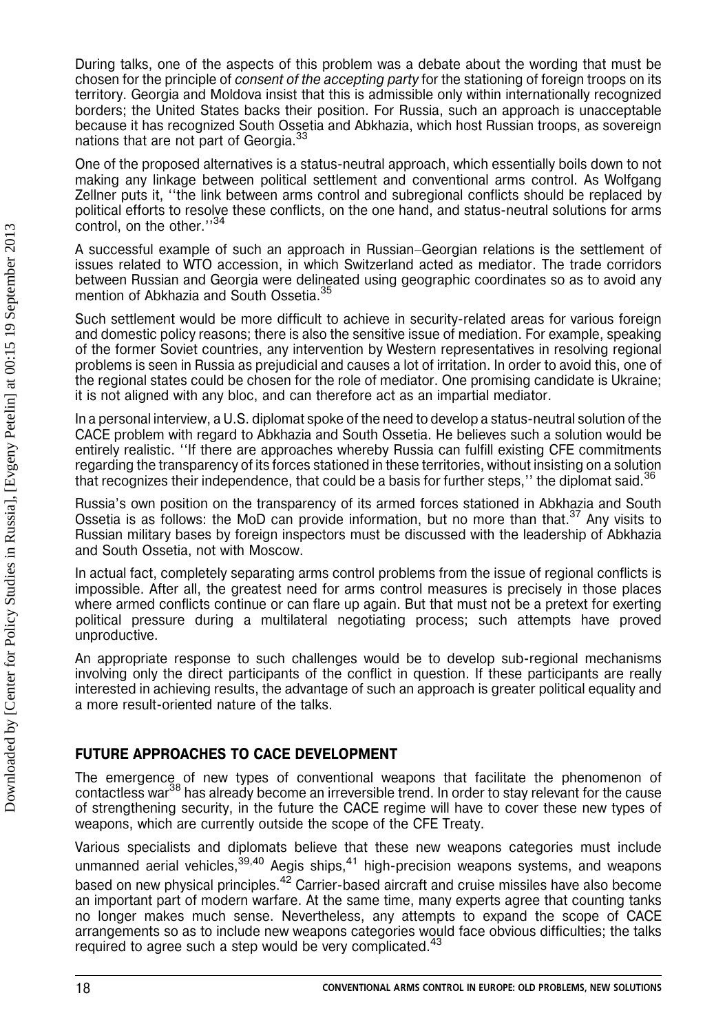During talks, one of the aspects of this problem was a debate about the wording that must be chosen for the principle of *consent of the accepting party* for the stationing of foreign troops on its territory. Georgia and Moldova insist that this is admissible only within internationally recognized borders; the United States backs their position. For Russia, such an approach is unacceptable because it has recognized South Ossetia and Abkhazia, which host Russian troops, as sovereign nations that are not part of Georgia.[33]

One of the proposed alternatives is a status-neutral approach, which essentially boils down to not making any linkage between political settlement and conventional arms control. As Wolfgang Zellner puts it, ''the link between arms control and subregional conflicts should be replaced by political efforts to resolve these conflicts, on the one hand, and status-neutral solutions for arms control, on the other.''[34]

A successful example of such an approach in Russian–Georgian relations is the settlement of issues related to WTO accession, in which Switzerland acted as mediator. The trade corridors between Russian and Georgia were delineated using geographic coordinates so as to avoid any mention of Abkhazia and South Ossetia.[35]

Such settlement would be more difficult to achieve in security-related areas for various foreign and domestic policy reasons; there is also the sensitive issue of mediation. For example, speaking of the former Soviet countries, any intervention by Western representatives in resolving regional problems is seen in Russia as prejudicial and causes a lot of irritation. In order to avoid this, one of the regional states could be chosen for the role of mediator. One promising candidate is Ukraine; it is not aligned with any bloc, and can therefore act as an impartial mediator.

In a personal interview, a U.S. diplomat spoke of the need to develop a status-neutral solution of the CACE problem with regard to Abkhazia and South Ossetia. He believes such a solution would be entirely realistic. ''If there are approaches whereby Russia can fulfill existing CFE commitments regarding the transparency of its forces stationed in these territories, without insisting on a solution that recognizes their independence, that could be a basis for further steps,'' the diplomat said.[36]

Russia's own position on the transparency of its armed forces stationed in Abkhazia and South Ossetia is as follows: the MoD can provide information, but no more than that.[37] Any visits to Russian military bases by foreign inspectors must be discussed with the leadership of Abkhazia and South Ossetia, not with Moscow.

In actual fact, completely separating arms control problems from the issue of regional conflicts is impossible. After all, the greatest need for arms control measures is precisely in those places where armed conflicts continue or can flare up again. But that must not be a pretext for exerting political pressure during a multilateral negotiating process; such attempts have proved unproductive.

An appropriate response to such challenges would be to develop sub-regional mechanisms involving only the direct participants of the conflict in question. If these participants are really interested in achieving results, the advantage of such an approach is greater political equality and a more result-oriented nature of the talks.

## FUTURE APPROACHES TO CACE DEVELOPMENT

The emergence of new types of conventional weapons that facilitate the phenomenon of contactless war[38] has already become an irreversible trend. In order to stay relevant for the cause of strengthening security, in the future the CACE regime will have to cover these new types of weapons, which are currently outside the scope of the CFE Treaty.

Various specialists and diplomats believe that these new weapons categories must include unmanned aerial vehicles,[39,40] Aegis ships,[41] high-precision weapons systems, and weapons based on new physical principles.[42] Carrier-based aircraft and cruise missiles have also become an important part of modern warfare. At the same time, many experts agree that counting tanks no longer makes much sense. Nevertheless, any attempts to expand the scope of CACE arrangements so as to include new weapons categories would face obvious difficulties; the talks required to agree such a step would be very complicated.[43]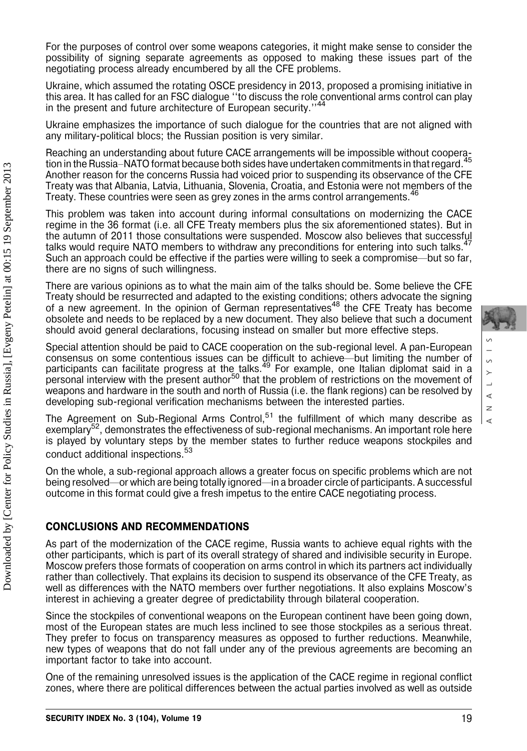For the purposes of control over some weapons categories, it might make sense to consider the possibility of signing separate agreements as opposed to making these issues part of the negotiating process already encumbered by all the CFE problems.

Ukraine, which assumed the rotating OSCE presidency in 2013, proposed a promising initiative in this area. It has called for an FSC dialogue ''to discuss the role conventional arms control can play in the present and future architecture of European security.''[44]

Ukraine emphasizes the importance of such dialogue for the countries that are not aligned with any military-political blocs; the Russian position is very similar.

Reaching an understanding about future CACE arrangements will be impossible without cooperation in the Russia–NATO format because both sides have undertaken commitments in that regard.[45] Another reason for the concerns Russia had voiced prior to suspending its observance of the CFE Treaty was that Albania, Latvia, Lithuania, Slovenia, Croatia, and Estonia were not members of the Treaty. These countries were seen as grey zones in the arms control arrangements.[46]

This problem was taken into account during informal consultations on modernizing the CACE regime in the 36 format (i.e. all CFE Treaty members plus the six aforementioned states). But in the autumn of 2011 those consultations were suspended. Moscow also believes that successful talks would require NATO members to withdraw any preconditions for entering into such talks.[47] Such an approach could be effective if the parties were willing to seek a compromise—but so far, there are no signs of such willingness.

There are various opinions as to what the main aim of the talks should be. Some believe the CFE Treaty should be resurrected and adapted to the existing conditions; others advocate the signing of a new agreement. In the opinion of German representatives[48] the CFE Treaty has become obsolete and needs to be replaced by a new document. They also believe that such a document should avoid general declarations, focusing instead on smaller but more effective steps.

Special attention should be paid to CACE cooperation on the sub-regional level. A pan-European consensus on some contentious issues can be difficult to achieve—but limiting the number of participants can facilitate progress at the talks.[49] For example, one Italian diplomat said in a personal interview with the present author[50] that the problem of restrictions on the movement of weapons and hardware in the south and north of Russia (i.e. the flank regions) can be resolved by developing sub-regional verification mechanisms between the interested parties.

The Agreement on Sub-Regional Arms Control,[51] the fulfillment of which many describe as exemplary[52], demonstrates the effectiveness of sub-regional mechanisms. An important role here is played by voluntary steps by the member states to further reduce weapons stockpiles and conduct additional inspections.[53]

On the whole, a sub-regional approach allows a greater focus on specific problems which are not being resolved—or which are being totally ignored—in a broader circle of participants. A successful outcome in this format could give a fresh impetus to the entire CACE negotiating process.

## CONCLUSIONS AND RECOMMENDATIONS

As part of the modernization of the CACE regime, Russia wants to achieve equal rights with the other participants, which is part of its overall strategy of shared and indivisible security in Europe. Moscow prefers those formats of cooperation on arms control in which its partners act individually rather than collectively. That explains its decision to suspend its observance of the CFE Treaty, as well as differences with the NATO members over further negotiations. It also explains Moscow's interest in achieving a greater degree of predictability through bilateral cooperation.

Since the stockpiles of conventional weapons on the European continent have been going down, most of the European states are much less inclined to see those stockpiles as a serious threat. They prefer to focus on transparency measures as opposed to further reductions. Meanwhile, new types of weapons that do not fall under any of the previous agreements are becoming an important factor to take into account.

One of the remaining unresolved issues is the application of the CACE regime in regional conflict zones, where there are political differences between the actual parties involved as well as outside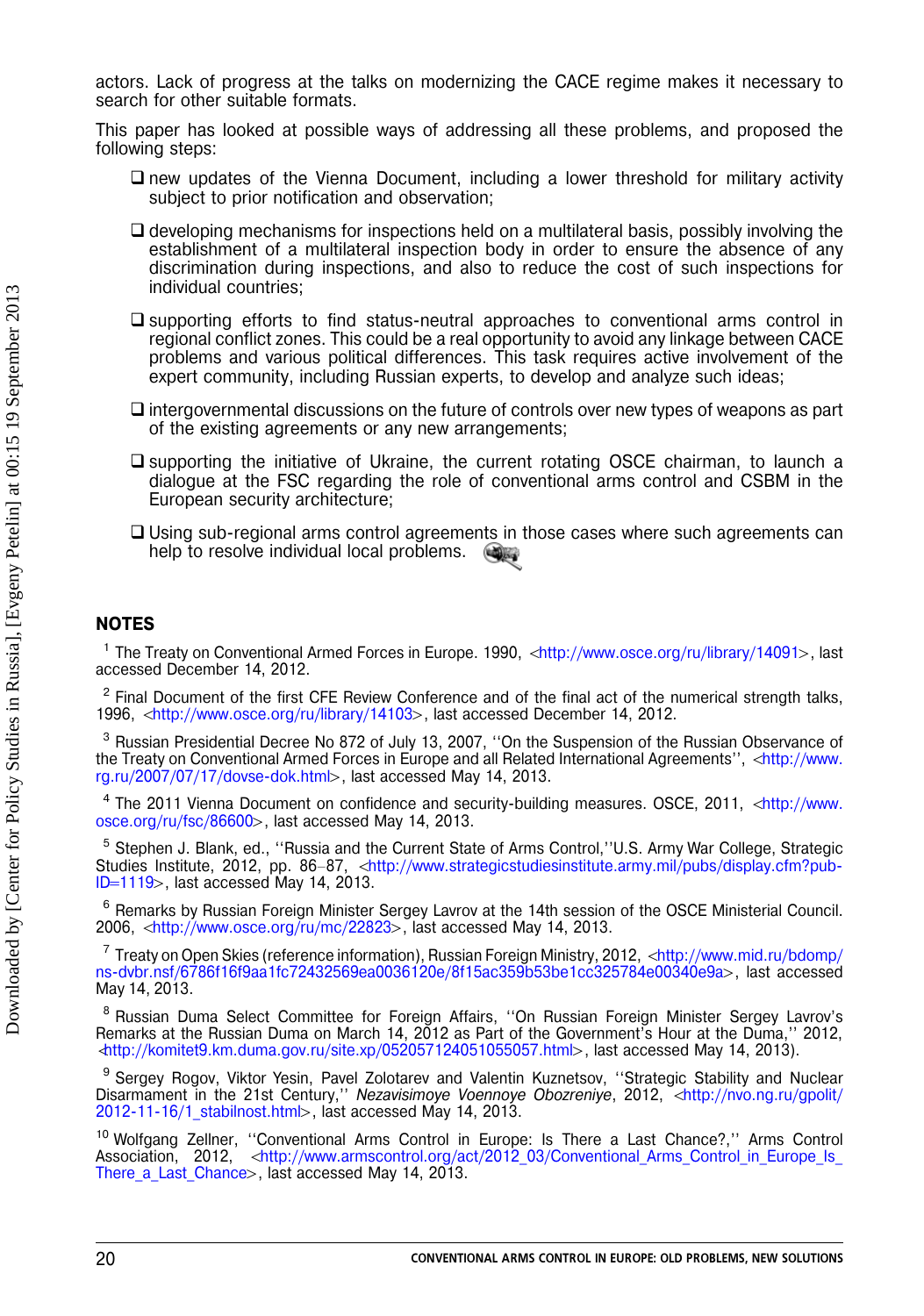actors. Lack of progress at the talks on modernizing the CACE regime makes it necessary to search for other suitable formats.

This paper has looked at possible ways of addressing all these problems, and proposed the following steps:

- new updates of the Vienna Document, including a lower threshold for military activity subject to prior notification and observation;
- developing mechanisms for inspections held on a multilateral basis, possibly involving the establishment of a multilateral inspection body in order to ensure the absence of any discrimination during inspections, and also to reduce the cost of such inspections for individual countries;
- supporting efforts to find status-neutral approaches to conventional arms control in regional conflict zones. This could be a real opportunity to avoid any linkage between CACE problems and various political differences. This task requires active involvement of the expert community, including Russian experts, to develop and analyze such ideas;
- intergovernmental discussions on the future of controls over new types of weapons as part of the existing agreements or any new arrangements;
- supporting the initiative of Ukraine, the current rotating OSCE chairman, to launch a dialogue at the FSC regarding the role of conventional arms control and CSBM in the European security architecture;
- Using sub-regional arms control agreements in those cases where such agreements can help to resolve individual local problems.

## NOTES

[1] The Treaty on Conventional Armed Forces in Europe. 1990, <http://www.osce.org/ru/library/14091>, last accessed December 14, 2012.

[2] Final Document of the first CFE Review Conference and of the final act of the numerical strength talks, 1996, <http://www.osce.org/ru/library/14103>, last accessed December 14, 2012.

[3] Russian Presidential Decree No 872 of July 13, 2007, ''On the Suspension of the Russian Observance of the Treaty on Conventional Armed Forces in Europe and all Related International Agreements'', <http://www.rg.ru/2007/07/17/dovse-dok.html>, last accessed May 14, 2013.

[4] The 2011 Vienna Document on confidence and security-building measures. OSCE, 2011, <http://www.osce.org/ru/fsc/86600>, last accessed May 14, 2013.

[5] Stephen J. Blank, ed., ''Russia and the Current State of Arms Control,''U.S. Army War College, Strategic Studies Institute, 2012, pp. 86–87, <http://www.strategicstudiesinstitute.army.mil/pubs/display.cfm?pubID=1119>, last accessed May 14, 2013.

[6] Remarks by Russian Foreign Minister Sergey Lavrov at the 14th session of the OSCE Ministerial Council. 2006, <http://www.osce.org/ru/mc/22823>, last accessed May 14, 2013.

[7] Treaty on Open Skies (reference information), Russian Foreign Ministry, 2012, <http://www.mid.ru/bdomp/ns-dvbr.nsf/6786f16f9aa1fc72432569ea0036120e/8f15ac359b53be1cc325784e00340e9a>, last accessed May 14, 2013.

[8] Russian Duma Select Committee for Foreign Affairs, ''On Russian Foreign Minister Sergey Lavrov's Remarks at the Russian Duma on March 14, 2012 as Part of the Government's Hour at the Duma,'' 2012, <http://komitet9.km.duma.gov.ru/site.xp/052057124051055057.html>, last accessed May 14, 2013).

[9] Sergey Rogov, Viktor Yesin, Pavel Zolotarev and Valentin Kuznetsov, ''Strategic Stability and Nuclear Disarmament in the 21st Century,'' *Nezavisimoye Voennoye Obozreniye*, 2012, <http://nvo.ng.ru/gpolit/2012-11-16/1_stabilnost.html>, last accessed May 14, 2013.

[10] Wolfgang Zellner, ''Conventional Arms Control in Europe: Is There a Last Chance?,'' Arms Control Association, 2012, <http://www.armscontrol.org/act/2012_03/Conventional_Arms_Control_in_Europe_Is_There_a_Last_Chance>, last accessed May 14, 2013.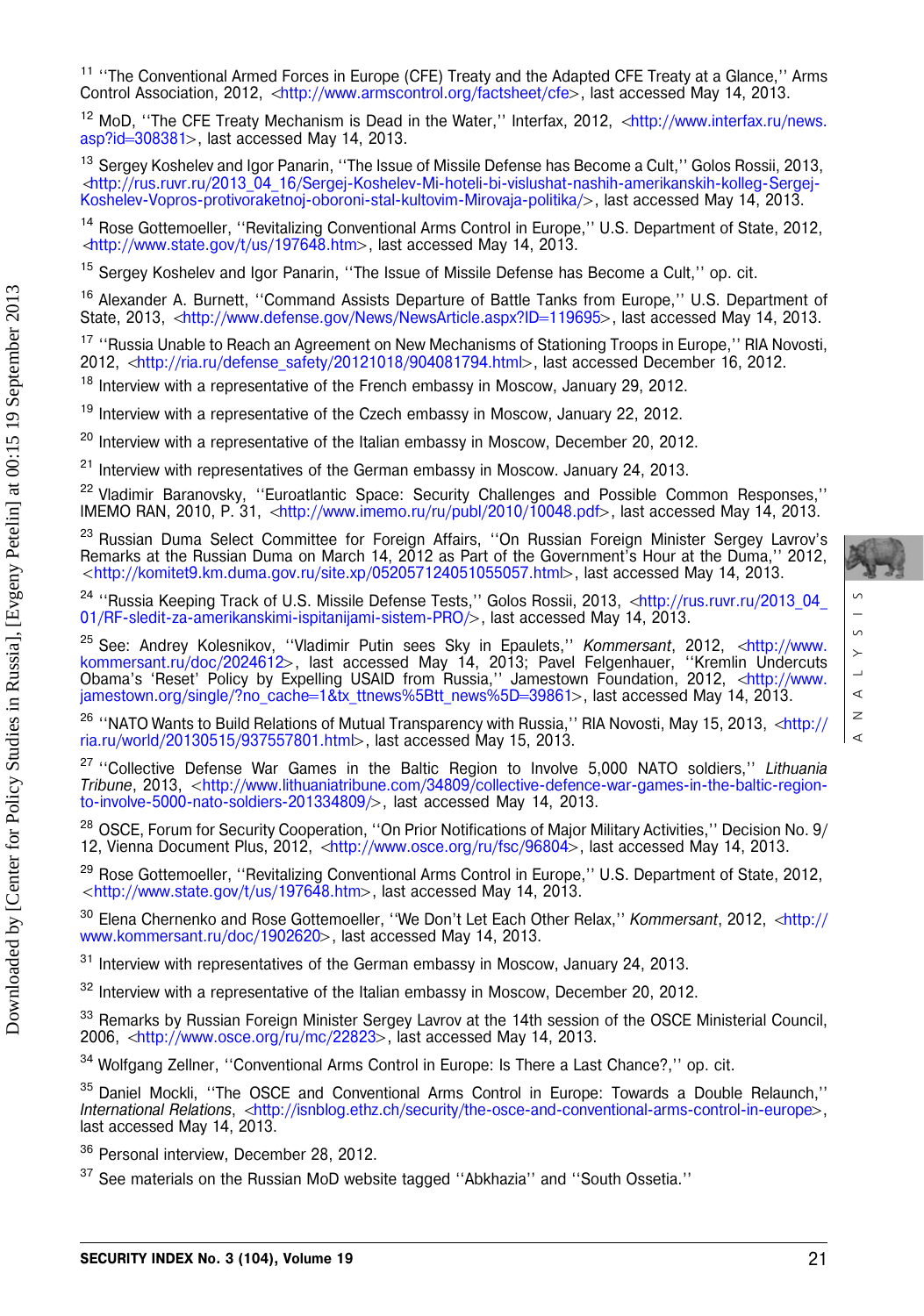[11] ''The Conventional Armed Forces in Europe (CFE) Treaty and the Adapted CFE Treaty at a Glance,'' Arms Control Association, 2012, <http://www.armscontrol.org/factsheet/cfe>, last accessed May 14, 2013.

[12] MoD, ''The CFE Treaty Mechanism is Dead in the Water,'' Interfax, 2012, <http://www.interfax.ru/news.asp?id=308381>, last accessed May 14, 2013.

[13] Sergey Koshelev and Igor Panarin, ''The Issue of Missile Defense has Become a Cult,'' Golos Rossii, 2013, <http://rus.ruvr.ru/2013_04_16/Sergej-Koshelev-Mi-hoteli-bi-vislushat-nashih-amerikanskih-kolleg-Sergej-Koshelev-Vopros-protivoraketnoj-oboroni-stal-kultovim-Mirovaja-politika/>, last accessed May 14, 2013.

[14] Rose Gottemoeller, ''Revitalizing Conventional Arms Control in Europe,'' U.S. Department of State, 2012, <http://www.state.gov/t/us/197648.htm>, last accessed May 14, 2013.

[15] Sergey Koshelev and Igor Panarin, ''The Issue of Missile Defense has Become a Cult,'' op. cit.

[16] Alexander A. Burnett, ''Command Assists Departure of Battle Tanks from Europe,'' U.S. Department of State, 2013, <http://www.defense.gov/News/NewsArticle.aspx?ID=119695>, last accessed May 14, 2013.

[17] ''Russia Unable to Reach an Agreement on New Mechanisms of Stationing Troops in Europe,'' RIA Novosti, 2012, <http://ria.ru/defense_safety/20121018/904081794.html>, last accessed December 16, 2012.

[18] Interview with a representative of the French embassy in Moscow, January 29, 2012.

[19] Interview with a representative of the Czech embassy in Moscow, January 22, 2012.

[20] Interview with a representative of the Italian embassy in Moscow, December 20, 2012.

[21] Interview with representatives of the German embassy in Moscow. January 24, 2013.

[22] Vladimir Baranovsky, ''Euroatlantic Space: Security Challenges and Possible Common Responses,'' IMEMO RAN, 2010, P. 31, <http://www.imemo.ru/ru/publ/2010/10048.pdf>, last accessed May 14, 2013.

[23] Russian Duma Select Committee for Foreign Affairs, ''On Russian Foreign Minister Sergey Lavrov's Remarks at the Russian Duma on March 14, 2012 as Part of the Government's Hour at the Duma,'' 2012, <http://komitet9.km.duma.gov.ru/site.xp/052057124051055057.html>, last accessed May 14, 2013.

[24] ''Russia Keeping Track of U.S. Missile Defense Tests,'' Golos Rossii, 2013, <http://rus.ruvr.ru/2013_04_01/RF-sledit-za-amerikanskimi-ispitanijami-sistem-PRO/>, last accessed May 14, 2013.

[25] See: Andrey Kolesnikov, ''Vladimir Putin sees Sky in Epaulets,'' *Kommersant*, 2012, <http://www.kommersant.ru/doc/2024612>, last accessed May 14, 2013; Pavel Felgenhauer, ''Kremlin Undercuts Obama's 'Reset' Policy by Expelling USAID from Russia,'' Jamestown Foundation, 2012, <http://www.jamestown.org/single/?no_cache=1&tx_ttnews%5Btt_news%5D=39861>, last accessed May 14, 2013.

[26] ''NATO Wants to Build Relations of Mutual Transparency with Russia,'' RIA Novosti, May 15, 2013, <http://ria.ru/world/20130515/937557801.html>, last accessed May 15, 2013.

[27] ''Collective Defense War Games in the Baltic Region to Involve 5,000 NATO soldiers,'' *Lithuania Tribune*, 2013, <http://www.lithuaniatribune.com/34809/collective-defence-war-games-in-the-baltic-region-to-involve-5000-nato-soldiers-201334809/>, last accessed May 14, 2013.

[28] OSCE, Forum for Security Cooperation, ''On Prior Notifications of Major Military Activities,'' Decision No. 9/12, Vienna Document Plus, 2012, <http://www.osce.org/ru/fsc/96804>, last accessed May 14, 2013.

[29] Rose Gottemoeller, ''Revitalizing Conventional Arms Control in Europe,'' U.S. Department of State, 2012, <http://www.state.gov/t/us/197648.htm>, last accessed May 14, 2013.

[30] Elena Chernenko and Rose Gottemoeller, ''We Don't Let Each Other Relax,'' *Kommersant*, 2012, <http://www.kommersant.ru/doc/1902620>, last accessed May 14, 2013.

[31] Interview with representatives of the German embassy in Moscow, January 24, 2013.

[32] Interview with a representative of the Italian embassy in Moscow, December 20, 2012.

[33] Remarks by Russian Foreign Minister Sergey Lavrov at the 14th session of the OSCE Ministerial Council, 2006, <http://www.osce.org/ru/mc/22823>, last accessed May 14, 2013.

[34] Wolfgang Zellner, ''Conventional Arms Control in Europe: Is There a Last Chance?,'' op. cit.

[35] Daniel Mockli, ''The OSCE and Conventional Arms Control in Europe: Towards a Double Relaunch,'' *International Relations*, <http://isnblog.ethz.ch/security/the-osce-and-conventional-arms-control-in-europe>, last accessed May 14, 2013.

[36] Personal interview, December 28, 2012.

[37] See materials on the Russian MoD website tagged ''Abkhazia'' and ''South Ossetia.''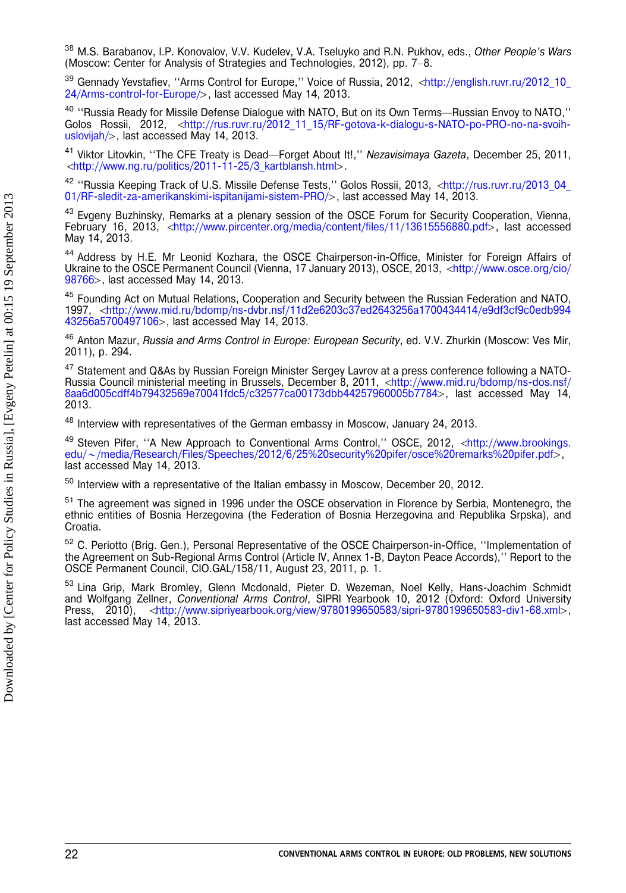[38] M.S. Barabanov, I.P. Konovalov, V.V. Kudelev, V.A. Tseluyko and R.N. Pukhov, eds., *Other People's Wars* (Moscow: Center for Analysis of Strategies and Technologies, 2012), pp. 7–8.

[39] Gennady Yevstafiev, ''Arms Control for Europe,'' Voice of Russia, 2012, <http://english.ruvr.ru/2012_10_24/Arms-control-for-Europe/>, last accessed May 14, 2013.

[40] ''Russia Ready for Missile Defense Dialogue with NATO, But on its Own Terms—Russian Envoy to NATO,'' Golos Rossii, 2012, <http://rus.ruvr.ru/2012_11_15/RF-gotova-k-dialogu-s-NATO-po-PRO-no-na-svoih-uslovijah/>, last accessed May 14, 2013.

[41] Viktor Litovkin, ''The CFE Treaty is Dead—Forget About It!,'' *Nezavisimaya Gazeta*, December 25, 2011, <http://www.ng.ru/politics/2011-11-25/3_kartblansh.html>.

[42] ''Russia Keeping Track of U.S. Missile Defense Tests,'' Golos Rossii, 2013, <http://rus.ruvr.ru/2013_04_01/RF-sledit-za-amerikanskimi-ispitanijami-sistem-PRO/>, last accessed May 14, 2013.

[43] Evgeny Buzhinsky, Remarks at a plenary session of the OSCE Forum for Security Cooperation, Vienna, February 16, 2013, <http://www.pircenter.org/media/content/files/11/13615556880.pdf>, last accessed May 14, 2013.

[44] Address by H.E. Mr Leonid Kozhara, the OSCE Chairperson-in-Office, Minister for Foreign Affairs of Ukraine to the OSCE Permanent Council (Vienna, 17 January 2013), OSCE, 2013, <http://www.osce.org/cio/98766>, last accessed May 14, 2013.

[45] Founding Act on Mutual Relations, Cooperation and Security between the Russian Federation and NATO, 1997, <http://www.mid.ru/bdomp/ns-dvbr.nsf/11d2e6203c37ed2643256a1700434414/e9df3cf9c0edb99443256a5700497106>, last accessed May 14, 2013.

[46] Anton Mazur, *Russia and Arms Control in Europe: European Security*, ed. V.V. Zhurkin (Moscow: Ves Mir, 2011), p. 294.

[47] Statement and Q&As by Russian Foreign Minister Sergey Lavrov at a press conference following a NATO-Russia Council ministerial meeting in Brussels, December 8, 2011, <http://www.mid.ru/bdomp/ns-dos.nsf/8aa6d005cdff4b79432569e70041fdc5/c32577ca00173dbb44257960005b7784>, last accessed May 14, 2013.

[48] Interview with representatives of the German embassy in Moscow, January 24, 2013.

[49] Steven Pifer, ''A New Approach to Conventional Arms Control,'' OSCE, 2012, <http://www.brookings.edu/~/media/Research/Files/Speeches/2012/6/25%20security%20pifer/osce%20remarks%20pifer.pdf>, last accessed May 14, 2013.

[50] Interview with a representative of the Italian embassy in Moscow, December 20, 2012.

[51] The agreement was signed in 1996 under the OSCE observation in Florence by Serbia, Montenegro, the ethnic entities of Bosnia Herzegovina (the Federation of Bosnia Herzegovina and Republika Srpska), and Croatia.

[52] C. Periotto (Brig. Gen.), Personal Representative of the OSCE Chairperson-in-Office, ''Implementation of the Agreement on Sub-Regional Arms Control (Article IV, Annex 1-B, Dayton Peace Accords),'' Report to the OSCE Permanent Council, CIO.GAL/158/11, August 23, 2011, p. 1.

[53] Lina Grip, Mark Bromley, Glenn Mcdonald, Pieter D. Wezeman, Noel Kelly, Hans-Joachim Schmidt and Wolfgang Zellner, *Conventional Arms Control*, SIPRI Yearbook 10, 2012 (Oxford: Oxford University Press, 2010), <http://www.sipriyearbook.org/view/9780199650583/sipri-9780199650583-div1-68.xml>, last accessed May 14, 2013.